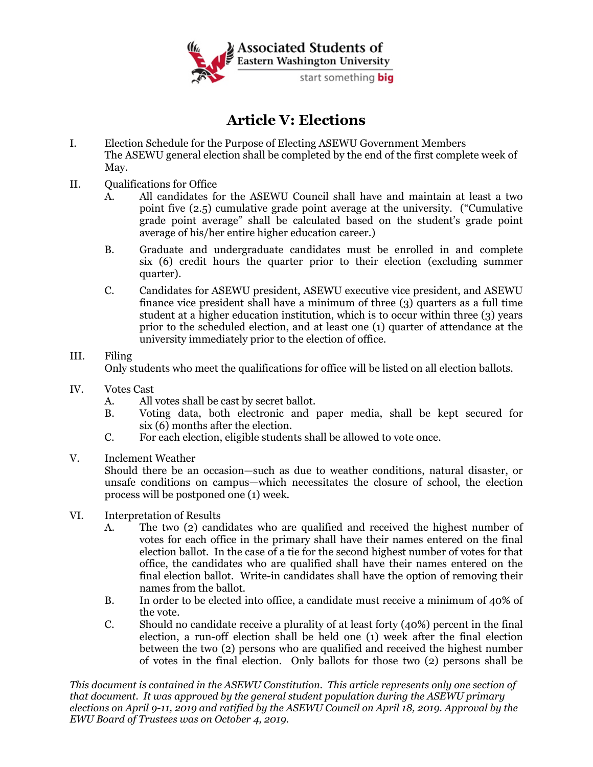Associated Students of Eastern Washington University

start something **big**

# Article V: Elections

I. Election Schedule for the Purpose of Electing ASEWU Government Members
The ASEWU general election shall be completed by the end of the first complete week of May.

II. Qualifications for Office
  A. All candidates for the ASEWU Council shall have and maintain at least a two point five (2.5) cumulative grade point average at the university. ("Cumulative grade point average" shall be calculated based on the student's grade point average of his/her entire higher education career.)
  B. Graduate and undergraduate candidates must be enrolled in and complete six (6) credit hours the quarter prior to their election (excluding summer quarter).
  C. Candidates for ASEWU president, ASEWU executive vice president, and ASEWU finance vice president shall have a minimum of three (3) quarters as a full time student at a higher education institution, which is to occur within three (3) years prior to the scheduled election, and at least one (1) quarter of attendance at the university immediately prior to the election of office.

III. Filing
Only students who meet the qualifications for office will be listed on all election ballots.

IV. Votes Cast
  A. All votes shall be cast by secret ballot.
  B. Voting data, both electronic and paper media, shall be kept secured for six (6) months after the election.
  C. For each election, eligible students shall be allowed to vote once.

V. Inclement Weather
Should there be an occasion—such as due to weather conditions, natural disaster, or unsafe conditions on campus—which necessitates the closure of school, the election process will be postponed one (1) week.

VI. Interpretation of Results
  A. The two (2) candidates who are qualified and received the highest number of votes for each office in the primary shall have their names entered on the final election ballot. In the case of a tie for the second highest number of votes for that office, the candidates who are qualified shall have their names entered on the final election ballot. Write-in candidates shall have the option of removing their names from the ballot.
  B. In order to be elected into office, a candidate must receive a minimum of 40% of the vote.
  C. Should no candidate receive a plurality of at least forty (40%) percent in the final election, a run-off election shall be held one (1) week after the final election between the two (2) persons who are qualified and received the highest number of votes in the final election. Only ballots for those two (2) persons shall be

*This document is contained in the ASEWU Constitution. This article represents only one section of that document. It was approved by the general student population during the ASEWU primary elections on April 9-11, 2019 and ratified by the ASEWU Council on April 18, 2019. Approval by the EWU Board of Trustees was on October 4, 2019.*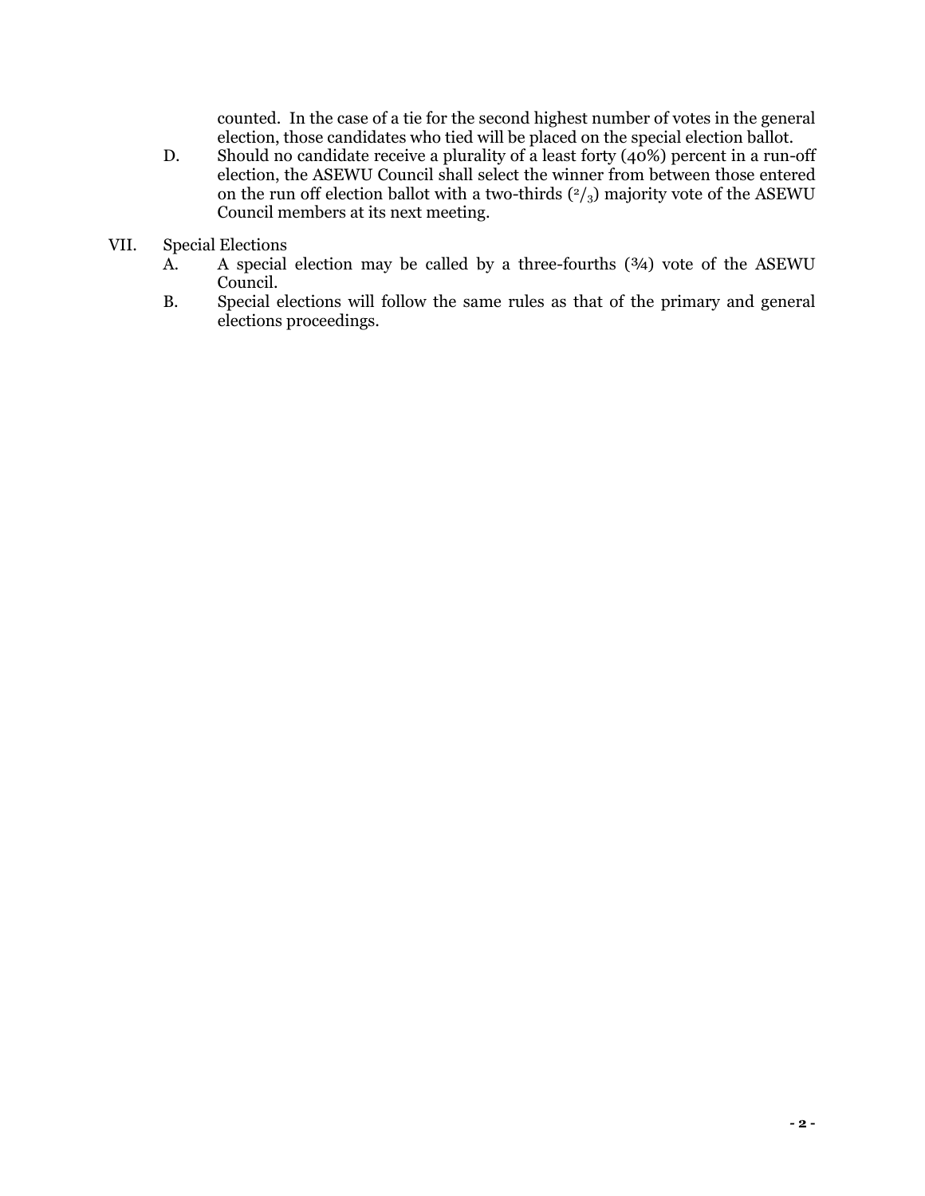counted. In the case of a tie for the second highest number of votes in the general election, those candidates who tied will be placed on the special election ballot.

D. Should no candidate receive a plurality of a least forty (40%) percent in a run-off election, the ASEWU Council shall select the winner from between those entered on the run off election ballot with a two-thirds ($^{2}/_{3}$) majority vote of the ASEWU Council members at its next meeting.

VII. Special Elections

A. A special election may be called by a three-fourths (¾) vote of the ASEWU Council.

B. Special elections will follow the same rules as that of the primary and general elections proceedings.